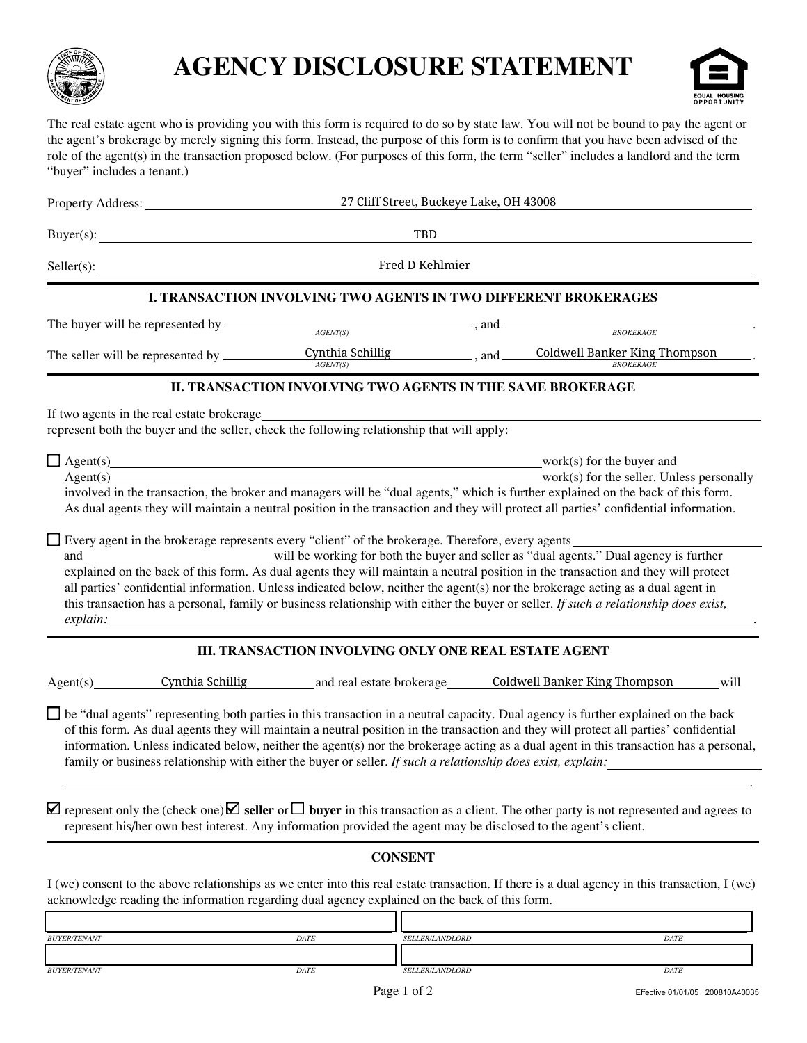# AGENCY DISCLOSURE STATEMENT

The real estate agent who is providing you with this form is required to do so by state law. You will not be bound to pay the agent or the agent's brokerage by merely signing this form. Instead, the purpose of this form is to confirm that you have been advised of the role of the agent(s) in the transaction proposed below. (For purposes of this form, the term "seller" includes a landlord and the term "buyer" includes a tenant.)

Property Address: 27 Cliff Street, Buckeye Lake, OH 43008

Buyer(s): TBD

Seller(s): Fred D Kehlmier

## I. TRANSACTION INVOLVING TWO AGENTS IN TWO DIFFERENT BROKERAGES

The buyer will be represented by ______________ (AGENT(S)), and ______________ (BROKERAGE).

The seller will be represented by Cynthia Schillig (AGENT(S)), and Coldwell Banker King Thompson (BROKERAGE).

## II. TRANSACTION INVOLVING TWO AGENTS IN THE SAME BROKERAGE

If two agents in the real estate brokerage ______________ represent both the buyer and the seller, check the following relationship that will apply:

☐ Agent(s) ______________ work(s) for the buyer and Agent(s) ______________ work(s) for the seller. Unless personally involved in the transaction, the broker and managers will be "dual agents," which is further explained on the back of this form. As dual agents they will maintain a neutral position in the transaction and they will protect all parties' confidential information.

☐ Every agent in the brokerage represents every "client" of the brokerage. Therefore, every agents ______________ and ______________ will be working for both the buyer and seller as "dual agents." Dual agency is further explained on the back of this form. As dual agents they will maintain a neutral position in the transaction and they will protect all parties' confidential information. Unless indicated below, neither the agent(s) nor the brokerage acting as a dual agent in this transaction has a personal, family or business relationship with either the buyer or seller. *If such a relationship does exist, explain:* ______________.

## III. TRANSACTION INVOLVING ONLY ONE REAL ESTATE AGENT

Agent(s) Cynthia Schillig and real estate brokerage Coldwell Banker King Thompson will

☐ be "dual agents" representing both parties in this transaction in a neutral capacity. Dual agency is further explained on the back of this form. As dual agents they will maintain a neutral position in the transaction and they will protect all parties' confidential information. Unless indicated below, neither the agent(s) nor the brokerage acting as a dual agent in this transaction has a personal, family or business relationship with either the buyer or seller. *If such a relationship does exist, explain:* ______________.

☑ represent only the (check one) ☑ **seller** or ☐ **buyer** in this transaction as a client. The other party is not represented and agrees to represent his/her own best interest. Any information provided the agent may be disclosed to the agent's client.

## CONSENT

I (we) consent to the above relationships as we enter into this real estate transaction. If there is a dual agency in this transaction, I (we) acknowledge reading the information regarding dual agency explained on the back of this form.

| | | | |
|---|---|---|---|
| BUYER/TENANT | DATE | SELLER/LANDLORD | DATE |
| BUYER/TENANT | DATE | SELLER/LANDLORD | DATE |

Effective 01/01/05 200810A40035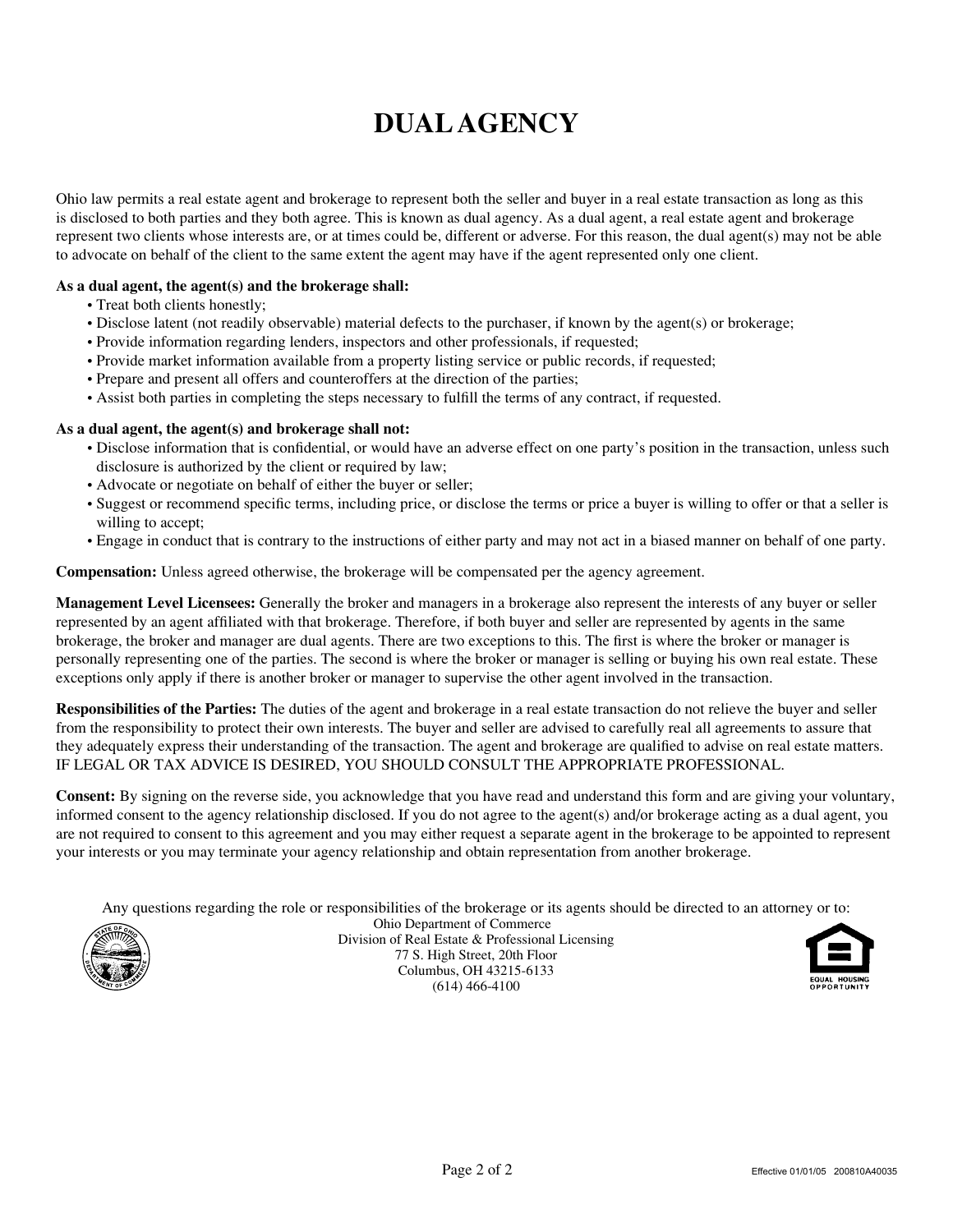# DUAL AGENCY

Ohio law permits a real estate agent and brokerage to represent both the seller and buyer in a real estate transaction as long as this is disclosed to both parties and they both agree. This is known as dual agency. As a dual agent, a real estate agent and brokerage represent two clients whose interests are, or at times could be, different or adverse. For this reason, the dual agent(s) may not be able to advocate on behalf of the client to the same extent the agent may have if the agent represented only one client.

**As a dual agent, the agent(s) and the brokerage shall:**

- Treat both clients honestly;
- Disclose latent (not readily observable) material defects to the purchaser, if known by the agent(s) or brokerage;
- Provide information regarding lenders, inspectors and other professionals, if requested;
- Provide market information available from a property listing service or public records, if requested;
- Prepare and present all offers and counteroffers at the direction of the parties;
- Assist both parties in completing the steps necessary to fulfill the terms of any contract, if requested.

**As a dual agent, the agent(s) and brokerage shall not:**

- Disclose information that is confidential, or would have an adverse effect on one party's position in the transaction, unless such disclosure is authorized by the client or required by law;
- Advocate or negotiate on behalf of either the buyer or seller;
- Suggest or recommend specific terms, including price, or disclose the terms or price a buyer is willing to offer or that a seller is willing to accept;
- Engage in conduct that is contrary to the instructions of either party and may not act in a biased manner on behalf of one party.

**Compensation:** Unless agreed otherwise, the brokerage will be compensated per the agency agreement.

**Management Level Licensees:** Generally the broker and managers in a brokerage also represent the interests of any buyer or seller represented by an agent affiliated with that brokerage. Therefore, if both buyer and seller are represented by agents in the same brokerage, the broker and manager are dual agents. There are two exceptions to this. The first is where the broker or manager is personally representing one of the parties. The second is where the broker or manager is selling or buying his own real estate. These exceptions only apply if there is another broker or manager to supervise the other agent involved in the transaction.

**Responsibilities of the Parties:** The duties of the agent and brokerage in a real estate transaction do not relieve the buyer and seller from the responsibility to protect their own interests. The buyer and seller are advised to carefully real all agreements to assure that they adequately express their understanding of the transaction. The agent and brokerage are qualified to advise on real estate matters. IF LEGAL OR TAX ADVICE IS DESIRED, YOU SHOULD CONSULT THE APPROPRIATE PROFESSIONAL.

**Consent:** By signing on the reverse side, you acknowledge that you have read and understand this form and are giving your voluntary, informed consent to the agency relationship disclosed. If you do not agree to the agent(s) and/or brokerage acting as a dual agent, you are not required to consent to this agreement and you may either request a separate agent in the brokerage to be appointed to represent your interests or you may terminate your agency relationship and obtain representation from another brokerage.

Any questions regarding the role or responsibilities of the brokerage or its agents should be directed to an attorney or to:

Ohio Department of Commerce
Division of Real Estate & Professional Licensing
77 S. High Street, 20th Floor
Columbus, OH 43215-6133
(614) 466-4100

Effective 01/01/05 200810A40035